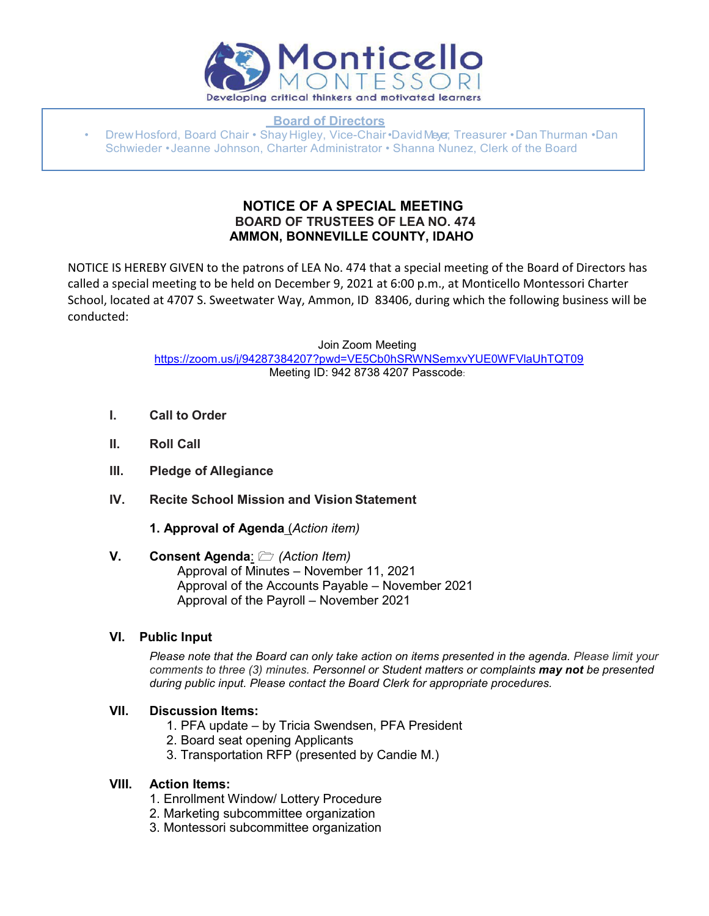Monticello MONTESSORI

Developing critical thinkers and motivated learners

**Board of Directors**

- Drew Hosford, Board Chair • Shay Higley, Vice-Chair • David Meyer, Treasurer • Dan Thurman • Dan Schwieder • Jeanne Johnson, Charter Administrator • Shanna Nunez, Clerk of the Board

# NOTICE OF A SPECIAL MEETING

## BOARD OF TRUSTEES OF LEA NO. 474
## AMMON, BONNEVILLE COUNTY, IDAHO

NOTICE IS HEREBY GIVEN to the patrons of LEA No. 474 that a special meeting of the Board of Directors has called a special meeting to be held on December 9, 2021 at 6:00 p.m., at Monticello Montessori Charter School, located at 4707 S. Sweetwater Way, Ammon, ID 83406, during which the following business will be conducted:

Join Zoom Meeting
https://zoom.us/j/94287384207?pwd=VE5Cb0hSRWNSemxvYUE0WFVlaUhTQT09
Meeting ID: 942 8738 4207 Passcode:

**I. Call to Order**

**II. Roll Call**

**III. Pledge of Allegiance**

**IV. Recite School Mission and Vision Statement**

**1. Approval of Agenda** *(Action item)*

**V. Consent Agenda:** 🗁 *(Action Item)*
Approval of Minutes – November 11, 2021
Approval of the Accounts Payable – November 2021
Approval of the Payroll – November 2021

**VI. Public Input**

*Please note that the Board can only take action on items presented in the agenda. Please limit your comments to three (3) minutes. Personnel or Student matters or complaints **may not** be presented during public input. Please contact the Board Clerk for appropriate procedures.*

**VII. Discussion Items:**
1. PFA update – by Tricia Swendsen, PFA President
2. Board seat opening Applicants
3. Transportation RFP (presented by Candie M.)

**VIII. Action Items:**
1. Enrollment Window/ Lottery Procedure
2. Marketing subcommittee organization
3. Montessori subcommittee organization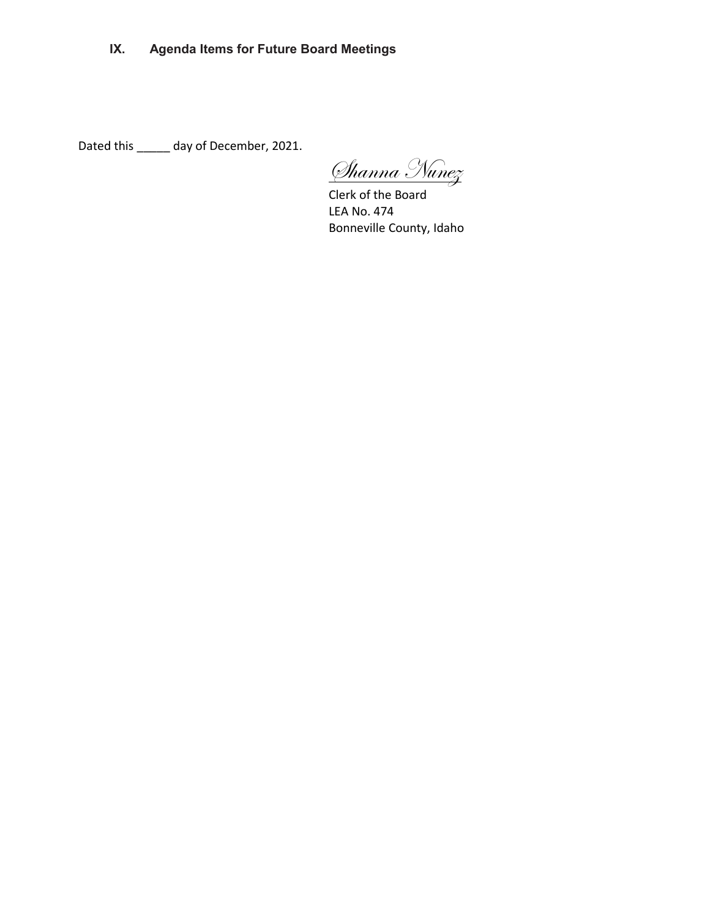### IX. Agenda Items for Future Board Meetings

Dated this _____ day of December, 2021.

*Shanna Nunez*

Clerk of the Board
LEA No. 474
Bonneville County, Idaho